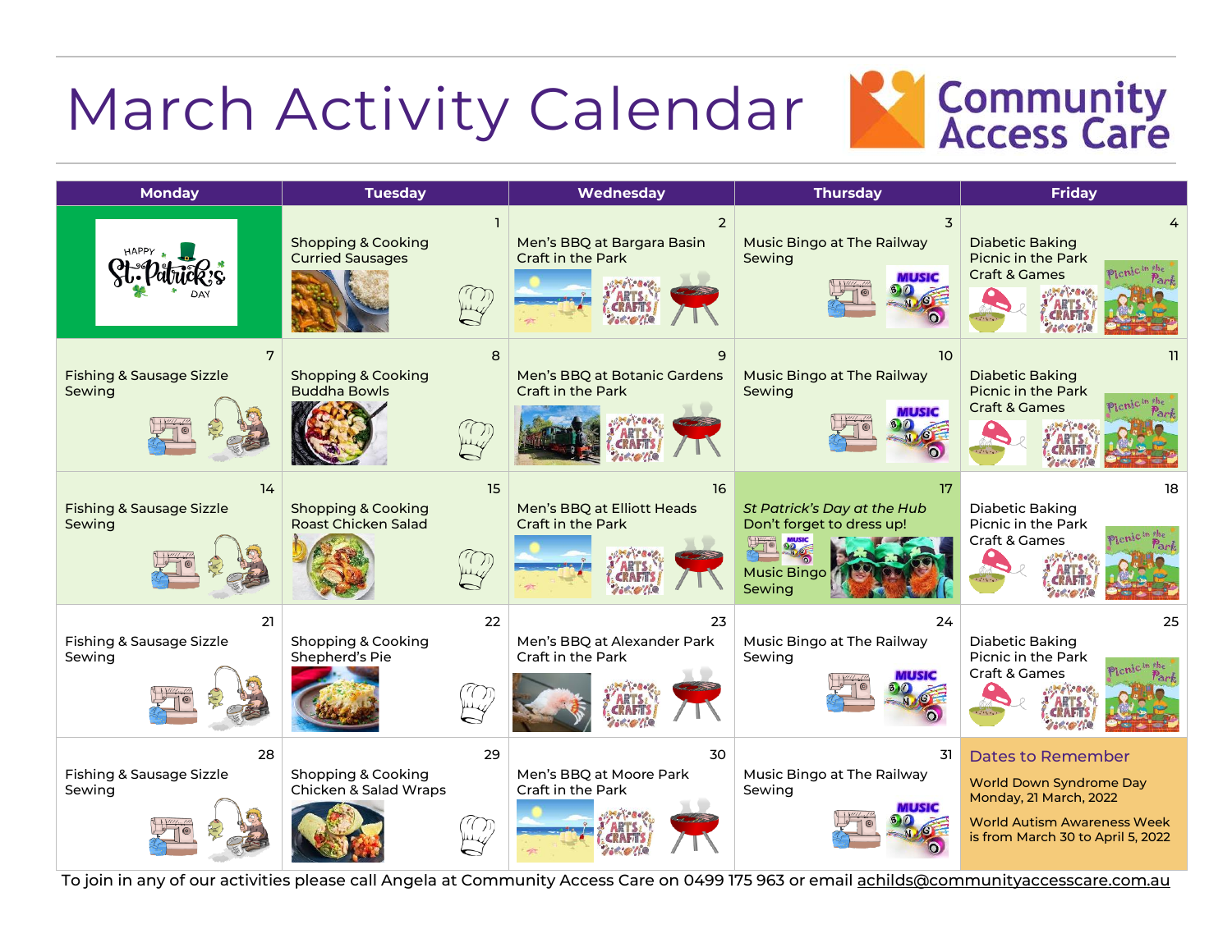# March Activity Calendar

Community Access Care

| Monday | Tuesday | Wednesday | Thursday | Friday |
|---|---|---|---|---|
| HAPPY St. Patrick's DAY | 1 Shopping & Cooking Curried Sausages | 2 Men's BBQ at Bargara Basin Craft in the Park | 3 Music Bingo at The Railway Sewing | 4 Diabetic Baking Picnic in the Park Craft & Games |
| 7 Fishing & Sausage Sizzle Sewing | 8 Shopping & Cooking Buddha Bowls | 9 Men's BBQ at Botanic Gardens Craft in the Park | 10 Music Bingo at The Railway Sewing | 11 Diabetic Baking Picnic in the Park Craft & Games |
| 14 Fishing & Sausage Sizzle Sewing | 15 Shopping & Cooking Roast Chicken Salad | 16 Men's BBQ at Elliott Heads Craft in the Park | 17 *St Patrick's Day at the Hub* Don't forget to dress up! Music Bingo Sewing | 18 Diabetic Baking Picnic in the Park Craft & Games |
| 21 Fishing & Sausage Sizzle Sewing | 22 Shopping & Cooking Shepherd's Pie | 23 Men's BBQ at Alexander Park Craft in the Park | 24 Music Bingo at The Railway Sewing | 25 Diabetic Baking Picnic in the Park Craft & Games |
| 28 Fishing & Sausage Sizzle Sewing | 29 Shopping & Cooking Chicken & Salad Wraps | 30 Men's BBQ at Moore Park Craft in the Park | 31 Music Bingo at The Railway Sewing | **Dates to Remember** World Down Syndrome Day Monday, 21 March, 2022 World Autism Awareness Week is from March 30 to April 5, 2022 |

To join in any of our activities please call Angela at Community Access Care on 0499 175 963 or email achilds@communityaccesscare.com.au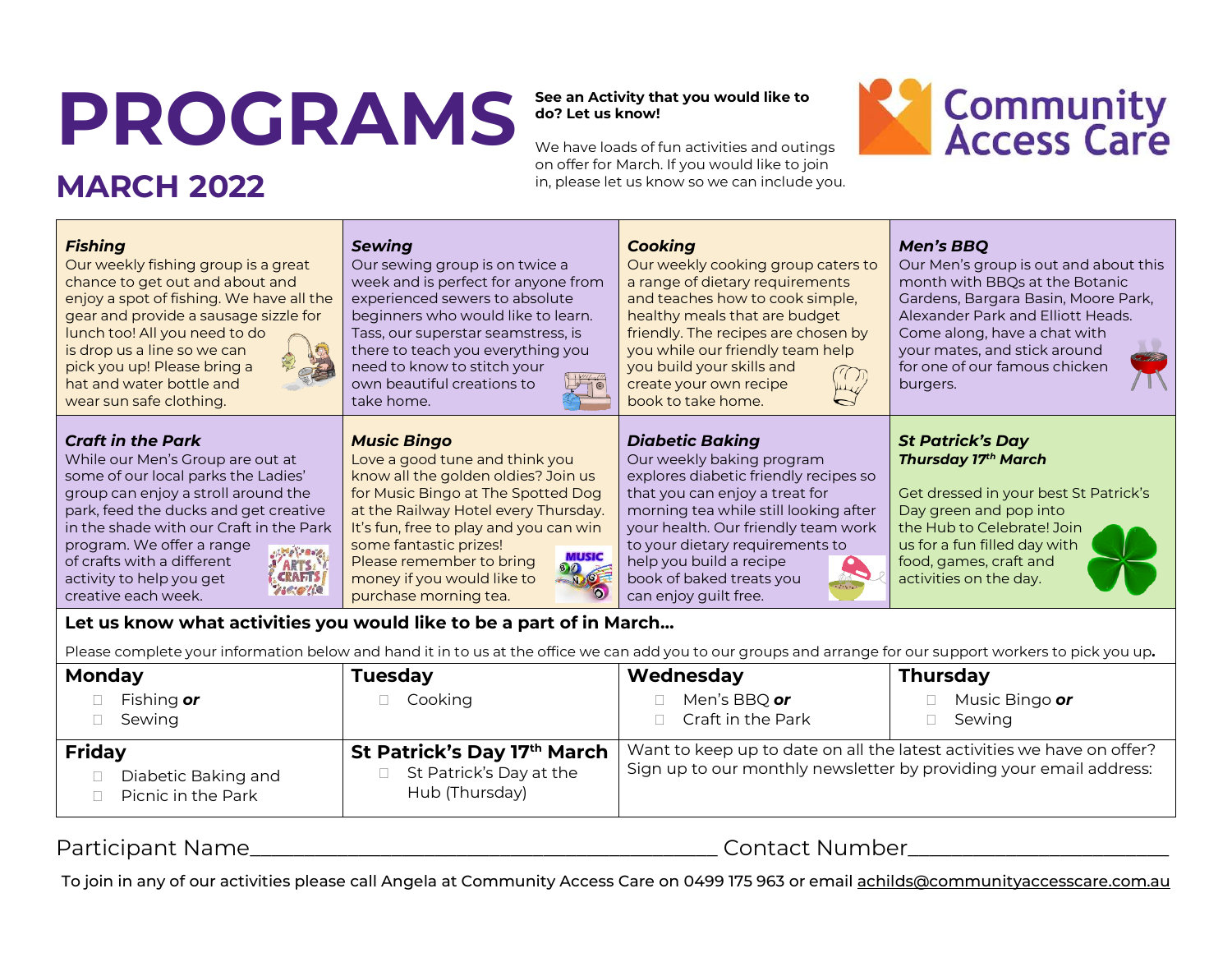# PROGRAMS

## MARCH 2022

**See an Activity that you would like to do? Let us know!**

We have loads of fun activities and outings on offer for March. If you would like to join in, please let us know so we can include you.

Community Access Care

### *Fishing*

Our weekly fishing group is a great chance to get out and about and enjoy a spot of fishing. We have all the gear and provide a sausage sizzle for lunch too! All you need to do is drop us a line so we can pick you up! Please bring a hat and water bottle and wear sun safe clothing.

### *Sewing*

Our sewing group is on twice a week and is perfect for anyone from experienced sewers to absolute beginners who would like to learn. Tass, our superstar seamstress, is there to teach you everything you need to know to stitch your own beautiful creations to take home.

### *Cooking*

Our weekly cooking group caters to a range of dietary requirements and teaches how to cook simple, healthy meals that are budget friendly. The recipes are chosen by you while our friendly team help you build your skills and create your own recipe book to take home.

### *Men's BBQ*

Our Men's group is out and about this month with BBQs at the Botanic Gardens, Bargara Basin, Moore Park, Alexander Park and Elliott Heads. Come along, have a chat with your mates, and stick around for one of our famous chicken burgers.

### *Craft in the Park*

While our Men's Group are out at some of our local parks the Ladies' group can enjoy a stroll around the park, feed the ducks and get creative in the shade with our Craft in the Park program. We offer a range of crafts with a different activity to help you get creative each week.

### *Music Bingo*

Love a good tune and think you know all the golden oldies? Join us for Music Bingo at The Spotted Dog at the Railway Hotel every Thursday. It's fun, free to play and you can win some fantastic prizes! Please remember to bring money if you would like to purchase morning tea.

### *Diabetic Baking*

Our weekly baking program explores diabetic friendly recipes so that you can enjoy a treat for morning tea while still looking after your health. Our friendly team work to your dietary requirements to help you build a recipe book of baked treats you can enjoy guilt free.

### *St Patrick's Day*

***Thursday 17th March***

Get dressed in your best St Patrick's Day green and pop into the Hub to Celebrate! Join us for a fun filled day with food, games, craft and activities on the day.

**Let us know what activities you would like to be a part of in March…**

Please complete your information below and hand it in to us at the office we can add you to our groups and arrange for our support workers to pick you up**.**

| | | | |
|---|---|---|---|
| **Monday**<br>☐ Fishing ***or***<br>☐ Sewing | **Tuesday**<br>☐ Cooking | **Wednesday**<br>☐ Men's BBQ ***or***<br>☐ Craft in the Park | **Thursday**<br>☐ Music Bingo ***or***<br>☐ Sewing |
| **Friday**<br>☐ Diabetic Baking and<br>☐ Picnic in the Park | **St Patrick's Day 17th March**<br>☐ St Patrick's Day at the Hub (Thursday) | Want to keep up to date on all the latest activities we have on offer? Sign up to our monthly newsletter by providing your email address: | |

Participant Name\_\_\_\_\_\_\_\_\_\_\_\_\_\_\_\_\_\_\_\_\_\_\_\_\_\_\_\_\_\_\_\_\_\_\_\_\_\_\_\_ Contact Number\_\_\_\_\_\_\_\_\_\_\_\_\_\_\_\_\_\_\_\_\_\_\_\_

To join in any of our activities please call Angela at Community Access Care on 0499 175 963 or email achilds@communityaccesscare.com.au